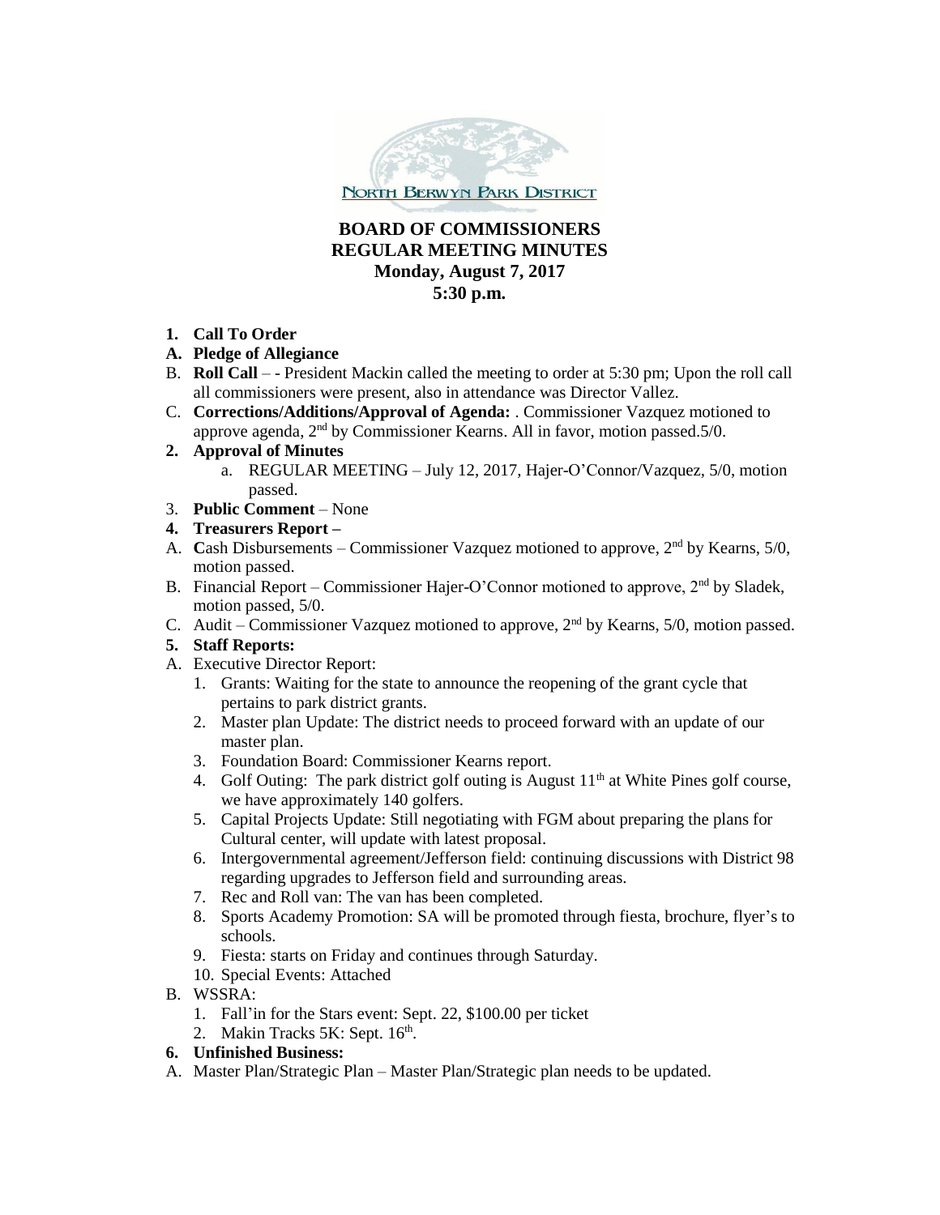NORTH BERWYN PARK DISTRICT

# BOARD OF COMMISSIONERS
# REGULAR MEETING MINUTES
## Monday, August 7, 2017
## 5:30 p.m.

1. **Call To Order**

**A. Pledge of Allegiance**

B. **Roll Call** – - President Mackin called the meeting to order at 5:30 pm; Upon the roll call all commissioners were present, also in attendance was Director Vallez.

C. **Corrections/Additions/Approval of Agenda:** . Commissioner Vazquez motioned to approve agenda, 2nd by Commissioner Kearns. All in favor, motion passed.5/0.

2. **Approval of Minutes**
   a. REGULAR MEETING – July 12, 2017, Hajer-O'Connor/Vazquez, 5/0, motion passed.

3. **Public Comment** – None

4. **Treasurers Report –**

A. **C**ash Disbursements – Commissioner Vazquez motioned to approve, 2nd by Kearns, 5/0, motion passed.

B. Financial Report – Commissioner Hajer-O'Connor motioned to approve, 2nd by Sladek, motion passed, 5/0.

C. Audit – Commissioner Vazquez motioned to approve, 2nd by Kearns, 5/0, motion passed.

5. **Staff Reports:**

A. Executive Director Report:
   1. Grants: Waiting for the state to announce the reopening of the grant cycle that pertains to park district grants.
   2. Master plan Update: The district needs to proceed forward with an update of our master plan.
   3. Foundation Board: Commissioner Kearns report.
   4. Golf Outing: The park district golf outing is August 11th at White Pines golf course, we have approximately 140 golfers.
   5. Capital Projects Update: Still negotiating with FGM about preparing the plans for Cultural center, will update with latest proposal.
   6. Intergovernmental agreement/Jefferson field: continuing discussions with District 98 regarding upgrades to Jefferson field and surrounding areas.
   7. Rec and Roll van: The van has been completed.
   8. Sports Academy Promotion: SA will be promoted through fiesta, brochure, flyer's to schools.
   9. Fiesta: starts on Friday and continues through Saturday.
   10. Special Events: Attached

B. WSSRA:
   1. Fall'in for the Stars event: Sept. 22, $100.00 per ticket
   2. Makin Tracks 5K: Sept. 16th.

6. **Unfinished Business:**

A. Master Plan/Strategic Plan – Master Plan/Strategic plan needs to be updated.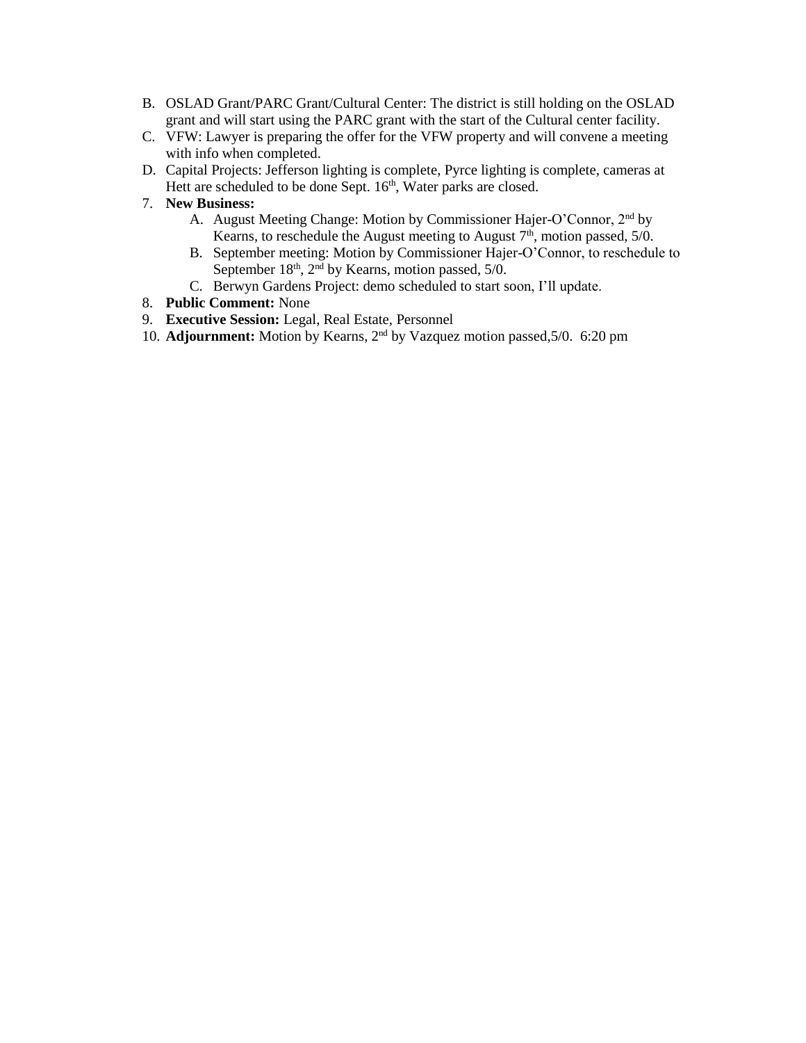B. OSLAD Grant/PARC Grant/Cultural Center: The district is still holding on the OSLAD grant and will start using the PARC grant with the start of the Cultural center facility.

C. VFW: Lawyer is preparing the offer for the VFW property and will convene a meeting with info when completed.

D. Capital Projects: Jefferson lighting is complete, Pyrce lighting is complete, cameras at Hett are scheduled to be done Sept. 16th, Water parks are closed.

7. **New Business:**
   - A. August Meeting Change: Motion by Commissioner Hajer-O'Connor, 2nd by Kearns, to reschedule the August meeting to August 7th, motion passed, 5/0.
   - B. September meeting: Motion by Commissioner Hajer-O'Connor, to reschedule to September 18th, 2nd by Kearns, motion passed, 5/0.
   - C. Berwyn Gardens Project: demo scheduled to start soon, I'll update.
8. **Public Comment:** None
9. **Executive Session:** Legal, Real Estate, Personnel
10. **Adjournment:** Motion by Kearns, 2nd by Vazquez motion passed,5/0. 6:20 pm